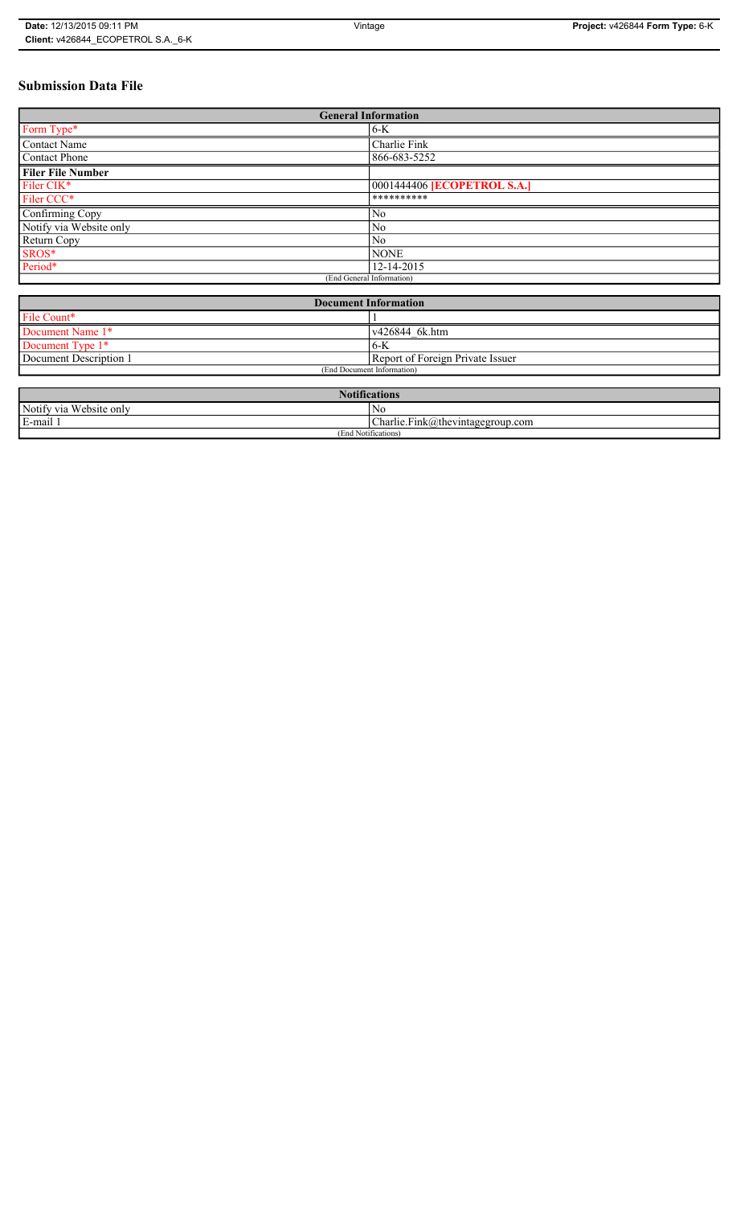# Submission Data File

| General Information | |
|---|---|
| Form Type* | 6-K |
| Contact Name | Charlie Fink |
| Contact Phone | 866-683-5252 |
| **Filer File Number** | |
| Filer CIK* | 0001444406 **[ECOPETROL S.A.]** |
| Filer CCC* | ********** |
| Confirming Copy | No |
| Notify via Website only | No |
| Return Copy | No |
| SROS* | NONE |
| Period* | 12-14-2015 |
| (End General Information) | |

| Document Information | |
|---|---|
| File Count* | 1 |
| Document Name 1* | v426844_6k.htm |
| Document Type 1* | 6-K |
| Document Description 1 | Report of Foreign Private Issuer |
| (End Document Information) | |

| Notifications | |
|---|---|
| Notify via Website only | No |
| E-mail 1 | Charlie.Fink@thevintagegroup.com |
| (End Notifications) | |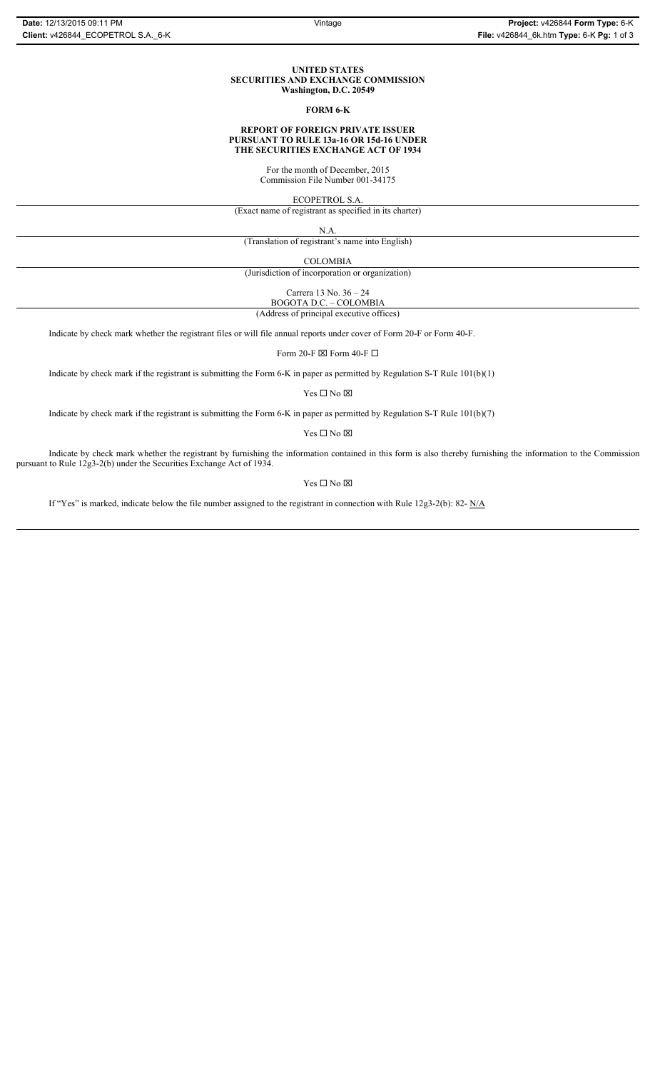**UNITED STATES**
**SECURITIES AND EXCHANGE COMMISSION**
**Washington, D.C. 20549**

**FORM 6-K**

**REPORT OF FOREIGN PRIVATE ISSUER**
**PURSUANT TO RULE 13a-16 OR 15d-16 UNDER**
**THE SECURITIES EXCHANGE ACT OF 1934**

For the month of December, 2015
Commission File Number 001-34175

ECOPETROL S.A.

(Exact name of registrant as specified in its charter)

N.A.

(Translation of registrant's name into English)

COLOMBIA

(Jurisdiction of incorporation or organization)

Carrera 13 No. 36 – 24
BOGOTA D.C. – COLOMBIA

(Address of principal executive offices)

Indicate by check mark whether the registrant files or will file annual reports under cover of Form 20-F or Form 40-F.

Form 20-F ☒ Form 40-F ☐

Indicate by check mark if the registrant is submitting the Form 6-K in paper as permitted by Regulation S-T Rule 101(b)(1)

Yes ☐ No ☒

Indicate by check mark if the registrant is submitting the Form 6-K in paper as permitted by Regulation S-T Rule 101(b)(7)

Yes ☐ No ☒

Indicate by check mark whether the registrant by furnishing the information contained in this form is also thereby furnishing the information to the Commission pursuant to Rule 12g3-2(b) under the Securities Exchange Act of 1934.

Yes ☐ No ☒

If "Yes" is marked, indicate below the file number assigned to the registrant in connection with Rule 12g3-2(b): 82- N/A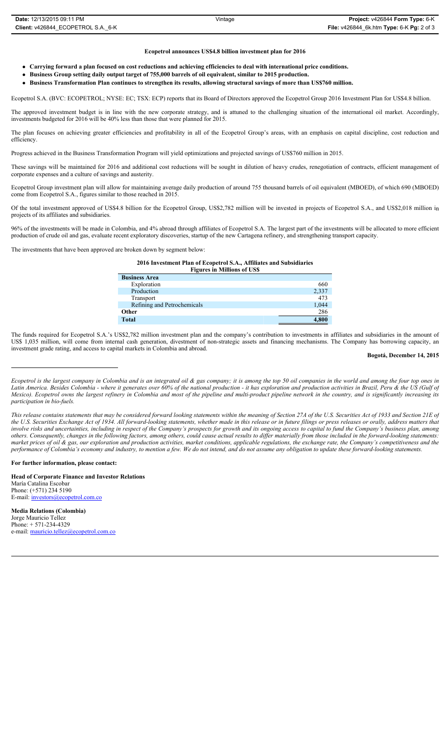**Ecopetrol announces US$4.8 billion investment plan for 2016**

- **Carrying forward a plan focused on cost reductions and achieving efficiencies to deal with international price conditions.**
- **Business Group setting daily output target of 755,000 barrels of oil equivalent, similar to 2015 production.**
- **Business Transformation Plan continues to strengthen its results, allowing structural savings of more than US$760 million.**

Ecopetrol S.A. (BVC: ECOPETROL; NYSE: EC; TSX: ECP) reports that its Board of Directors approved the Ecopetrol Group 2016 Investment Plan for US$4.8 billion.

The approved investment budget is in line with the new corporate strategy, and is attuned to the challenging situation of the international oil market. Accordingly, investments budgeted for 2016 will be 40% less than those that were planned for 2015.

The plan focuses on achieving greater efficiencies and profitability in all of the Ecopetrol Group's areas, with an emphasis on capital discipline, cost reduction and efficiency.

Progress achieved in the Business Transformation Program will yield optimizations and projected savings of US$760 million in 2015.

These savings will be maintained for 2016 and additional cost reductions will be sought in dilution of heavy crudes, renegotiation of contracts, efficient management of corporate expenses and a culture of savings and austerity.

Ecopetrol Group investment plan will allow for maintaining average daily production of around 755 thousand barrels of oil equivalent (MBOED), of which 690 (MBOED) come from Ecopetrol S.A., figures similar to those reached in 2015.

Of the total investment approved of US$4.8 billion for the Ecopetrol Group, US$2,782 million will be invested in projects of Ecopetrol S.A., and US$2,018 million in projects of its affiliates and subsidiaries.

96% of the investments will be made in Colombia, and 4% abroad through affiliates of Ecopetrol S.A. The largest part of the investments will be allocated to more efficient production of crude oil and gas, evaluate recent exploratory discoveries, startup of the new Cartagena refinery, and strengthening transport capacity.

The investments that have been approved are broken down by segment below:

**2016 Investment Plan of Ecopetrol S.A., Affiliates and Subsidiaries**
**Figures in Millions of US$**

| **Business Area** | |
|---|---|
| Exploration | 660 |
| Production | 2,337 |
| Transport | 473 |
| Refining and Petrochemicals | 1,044 |
| **Other** | 286 |
| **Total** | **4,800** |

The funds required for Ecopetrol S.A.'s US$2,782 million investment plan and the company's contribution to investments in affiliates and subsidiaries in the amount of US$ 1,035 million, will come from internal cash generation, divestment of non-strategic assets and financing mechanisms. The Company has borrowing capacity, an investment grade rating, and access to capital markets in Colombia and abroad.

**Bogotá, December 14, 2015**

---

*Ecopetrol is the largest company in Colombia and is an integrated oil & gas company; it is among the top 50 oil companies in the world and among the four top ones in Latin America. Besides Colombia - where it generates over 60% of the national production - it has exploration and production activities in Brazil, Peru & the US (Gulf of Mexico). Ecopetrol owns the largest refinery in Colombia and most of the pipeline and multi-product pipeline network in the country, and is significantly increasing its participation in bio-fuels.*

*This release contains statements that may be considered forward looking statements within the meaning of Section 27A of the U.S. Securities Act of 1933 and Section 21E of the U.S. Securities Exchange Act of 1934. All forward-looking statements, whether made in this release or in future filings or press releases or orally, address matters that involve risks and uncertainties, including in respect of the Company's prospects for growth and its ongoing access to capital to fund the Company's business plan, among others. Consequently, changes in the following factors, among others, could cause actual results to differ materially from those included in the forward-looking statements: market prices of oil & gas, our exploration and production activities, market conditions, applicable regulations, the exchange rate, the Company's competitiveness and the performance of Colombia's economy and industry, to mention a few. We do not intend, and do not assume any obligation to update these forward-looking statements.*

**For further information, please contact:**

**Head of Corporate Finance and Investor Relations**
María Catalina Escobar
Phone: (+571) 234 5190
E-mail: investors@ecopetrol.com.co

**Media Relations (Colombia)**
Jorge Mauricio Tellez
Phone: + 571-234-4329
e-mail: mauricio.tellez@ecopetrol.com.co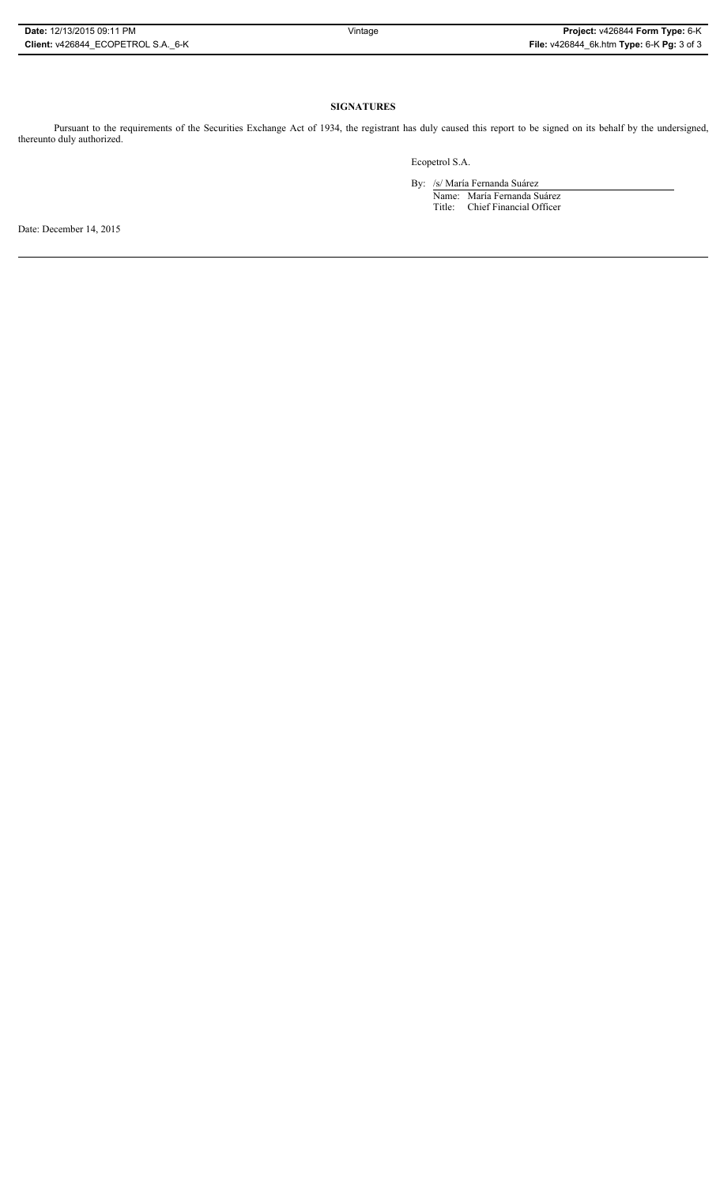## SIGNATURES

Pursuant to the requirements of the Securities Exchange Act of 1934, the registrant has duly caused this report to be signed on its behalf by the undersigned, thereunto duly authorized.

Ecopetrol S.A.

By: /s/ María Fernanda Suárez

Name: María Fernanda Suárez

Title: Chief Financial Officer

Date: December 14, 2015